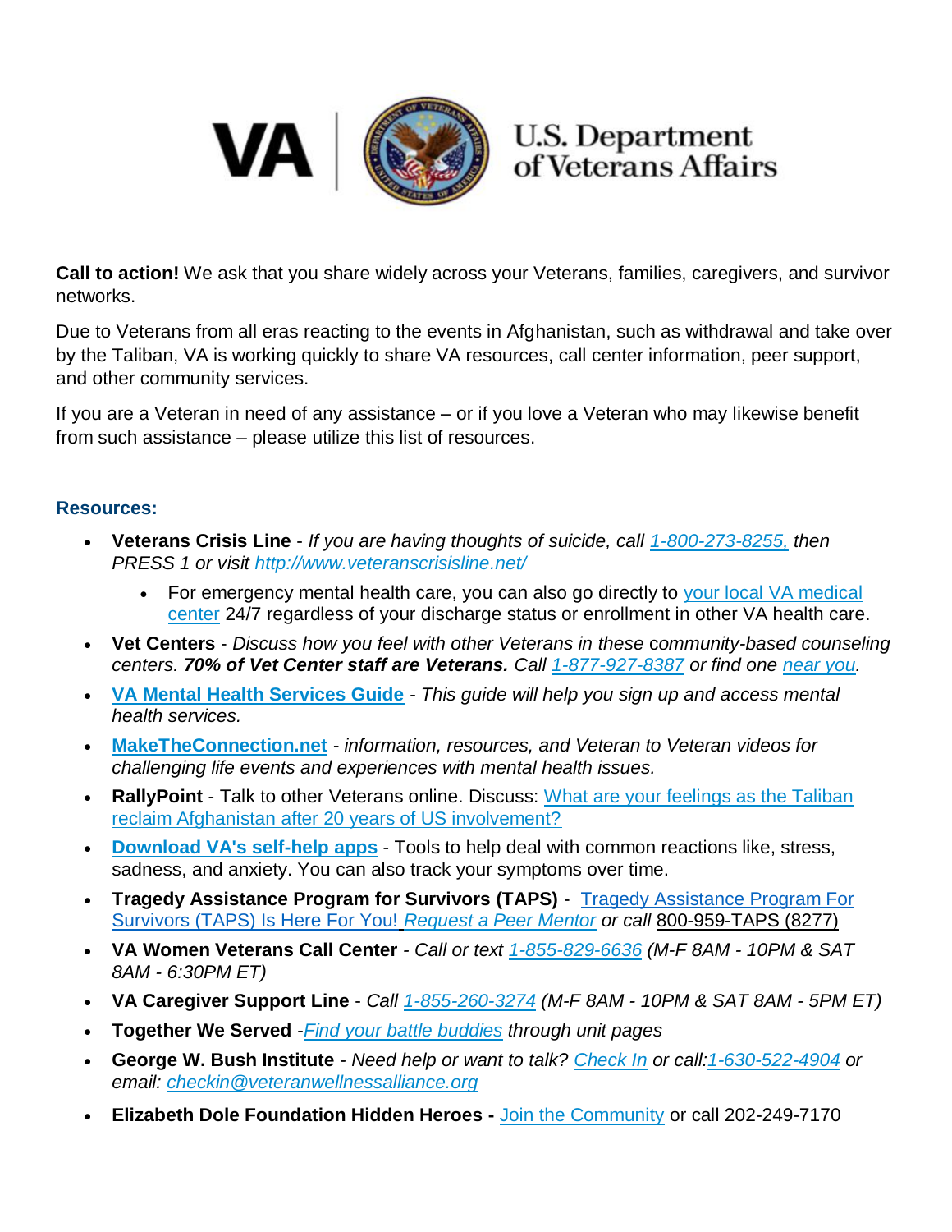VA | U.S. Department of Veterans Affairs

**Call to action!** We ask that you share widely across your Veterans, families, caregivers, and survivor networks.

Due to Veterans from all eras reacting to the events in Afghanistan, such as withdrawal and take over by the Taliban, VA is working quickly to share VA resources, call center information, peer support, and other community services.

If you are a Veteran in need of any assistance – or if you love a Veteran who may likewise benefit from such assistance – please utilize this list of resources.

### Resources:

- **Veterans Crisis Line** - *If you are having thoughts of suicide, call 1-800-273-8255, then PRESS 1 or visit http://www.veteranscrisisline.net/*
  - For emergency mental health care, you can also go directly to your local VA medical center 24/7 regardless of your discharge status or enrollment in other VA health care.
- **Vet Centers** - *Discuss how you feel with other Veterans in these community-based counseling centers.* ***70% of Vet Center staff are Veterans.*** *Call 1-877-927-8387 or find one near you.*
- **VA Mental Health Services Guide** - *This guide will help you sign up and access mental health services.*
- **MakeTheConnection.net** - *information, resources, and Veteran to Veteran videos for challenging life events and experiences with mental health issues.*
- **RallyPoint** - Talk to other Veterans online. Discuss: What are your feelings as the Taliban reclaim Afghanistan after 20 years of US involvement?
- **Download VA's self-help apps** - Tools to help deal with common reactions like, stress, sadness, and anxiety. You can also track your symptoms over time.
- **Tragedy Assistance Program for Survivors (TAPS)** - Tragedy Assistance Program For Survivors (TAPS) Is Here For You! *Request a Peer Mentor or call* 800-959-TAPS (8277)
- **VA Women Veterans Call Center** - *Call or text 1-855-829-6636 (M-F 8AM - 10PM & SAT 8AM - 6:30PM ET)*
- **VA Caregiver Support Line** - *Call 1-855-260-3274 (M-F 8AM - 10PM & SAT 8AM - 5PM ET)*
- **Together We Served** -*Find your battle buddies through unit pages*
- **George W. Bush Institute** - *Need help or want to talk? Check In or call:1-630-522-4904 or email: checkin@veteranwellnessalliance.org*
- **Elizabeth Dole Foundation Hidden Heroes -** Join the Community or call 202-249-7170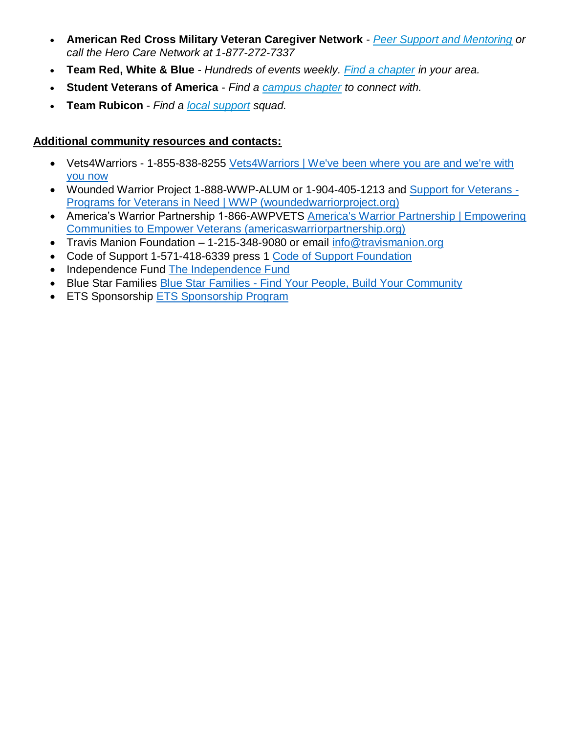- **American Red Cross Military Veteran Caregiver Network** - *Peer Support and Mentoring or call the Hero Care Network at 1-877-272-7337*
- **Team Red, White & Blue** - *Hundreds of events weekly. Find a chapter in your area.*
- **Student Veterans of America** - *Find a campus chapter to connect with.*
- **Team Rubicon** - *Find a local support squad.*

**Additional community resources and contacts:**

- Vets4Warriors - 1-855-838-8255 Vets4Warriors | We've been where you are and we're with you now
- Wounded Warrior Project 1-888-WWP-ALUM or 1-904-405-1213 and Support for Veterans - Programs for Veterans in Need | WWP (woundedwarriorproject.org)
- America's Warrior Partnership 1-866-AWPVETS America's Warrior Partnership | Empowering Communities to Empower Veterans (americaswarriorpartnership.org)
- Travis Manion Foundation – 1-215-348-9080 or email info@travismanion.org
- Code of Support 1-571-418-6339 press 1 Code of Support Foundation
- Independence Fund The Independence Fund
- Blue Star Families Blue Star Families - Find Your People, Build Your Community
- ETS Sponsorship ETS Sponsorship Program